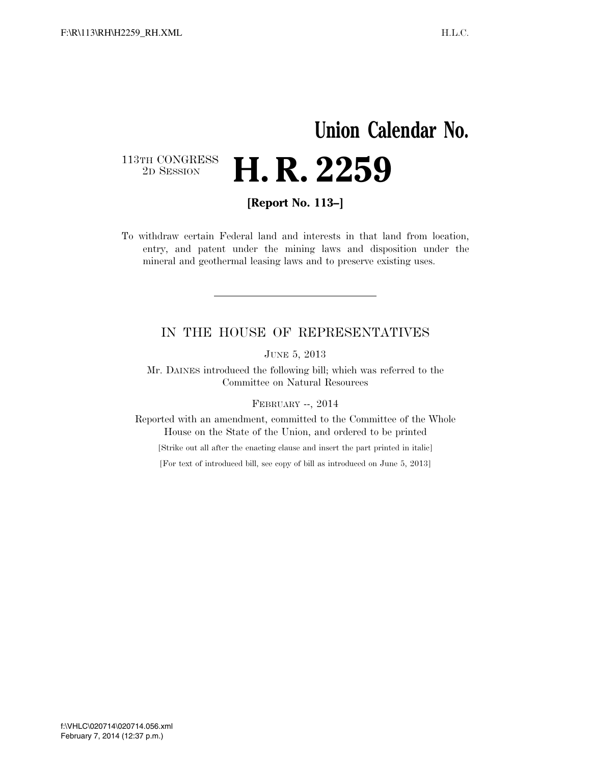# Union Calendar No.

113TH CONGRESS
2D SESSION

# H. R. 2259

**[Report No. 113–]**

To withdraw certain Federal land and interests in that land from location, entry, and patent under the mining laws and disposition under the mineral and geothermal leasing laws and to preserve existing uses.

---

## IN THE HOUSE OF REPRESENTATIVES

JUNE 5, 2013

Mr. DAINES introduced the following bill; which was referred to the Committee on Natural Resources

FEBRUARY --, 2014

Reported with an amendment, committed to the Committee of the Whole House on the State of the Union, and ordered to be printed

[Strike out all after the enacting clause and insert the part printed in italic]

[For text of introduced bill, see copy of bill as introduced on June 5, 2013]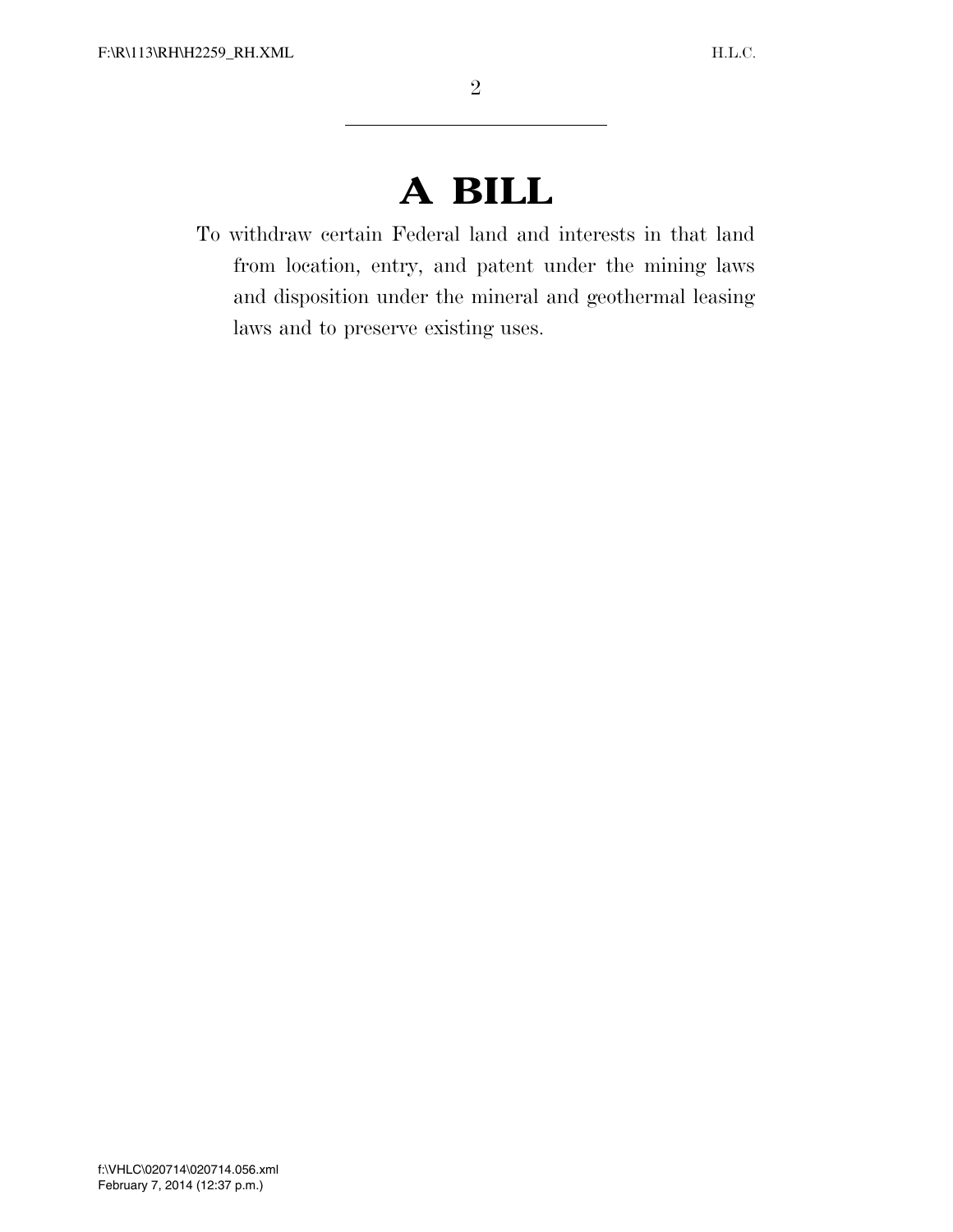# A BILL

To withdraw certain Federal land and interests in that land from location, entry, and patent under the mining laws and disposition under the mineral and geothermal leasing laws and to preserve existing uses.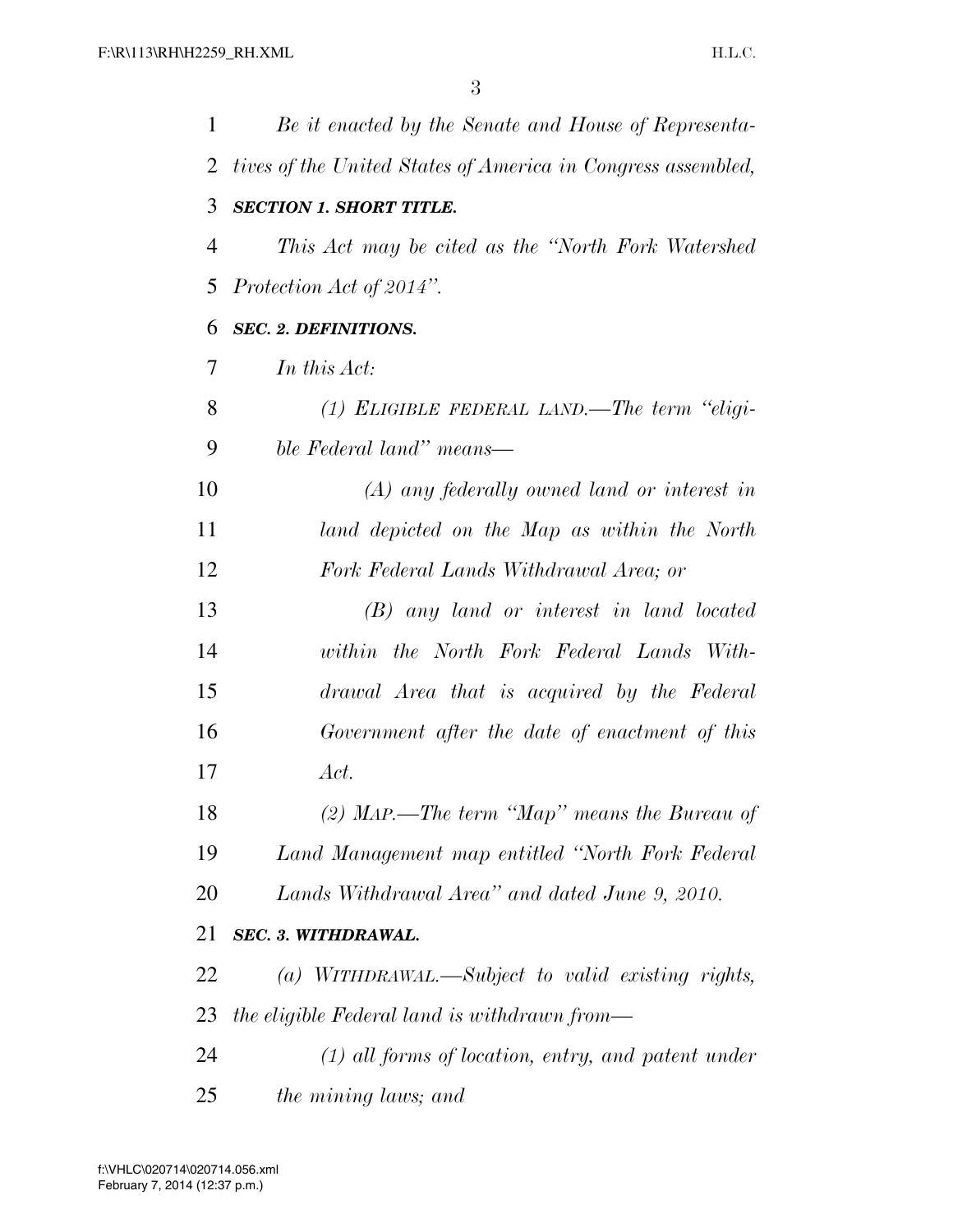*Be it enacted by the Senate and House of Representatives of the United States of America in Congress assembled,*

***SECTION 1. SHORT TITLE.***

*This Act may be cited as the "North Fork Watershed Protection Act of 2014".*

***SEC. 2. DEFINITIONS.***

*In this Act:*

*(1) ELIGIBLE FEDERAL LAND.—The term "eligible Federal land" means—*

*(A) any federally owned land or interest in land depicted on the Map as within the North Fork Federal Lands Withdrawal Area; or*

*(B) any land or interest in land located within the North Fork Federal Lands Withdrawal Area that is acquired by the Federal Government after the date of enactment of this Act.*

*(2) MAP.—The term "Map" means the Bureau of Land Management map entitled "North Fork Federal Lands Withdrawal Area" and dated June 9, 2010.*

***SEC. 3. WITHDRAWAL.***

*(a) WITHDRAWAL.—Subject to valid existing rights, the eligible Federal land is withdrawn from—*

*(1) all forms of location, entry, and patent under the mining laws; and*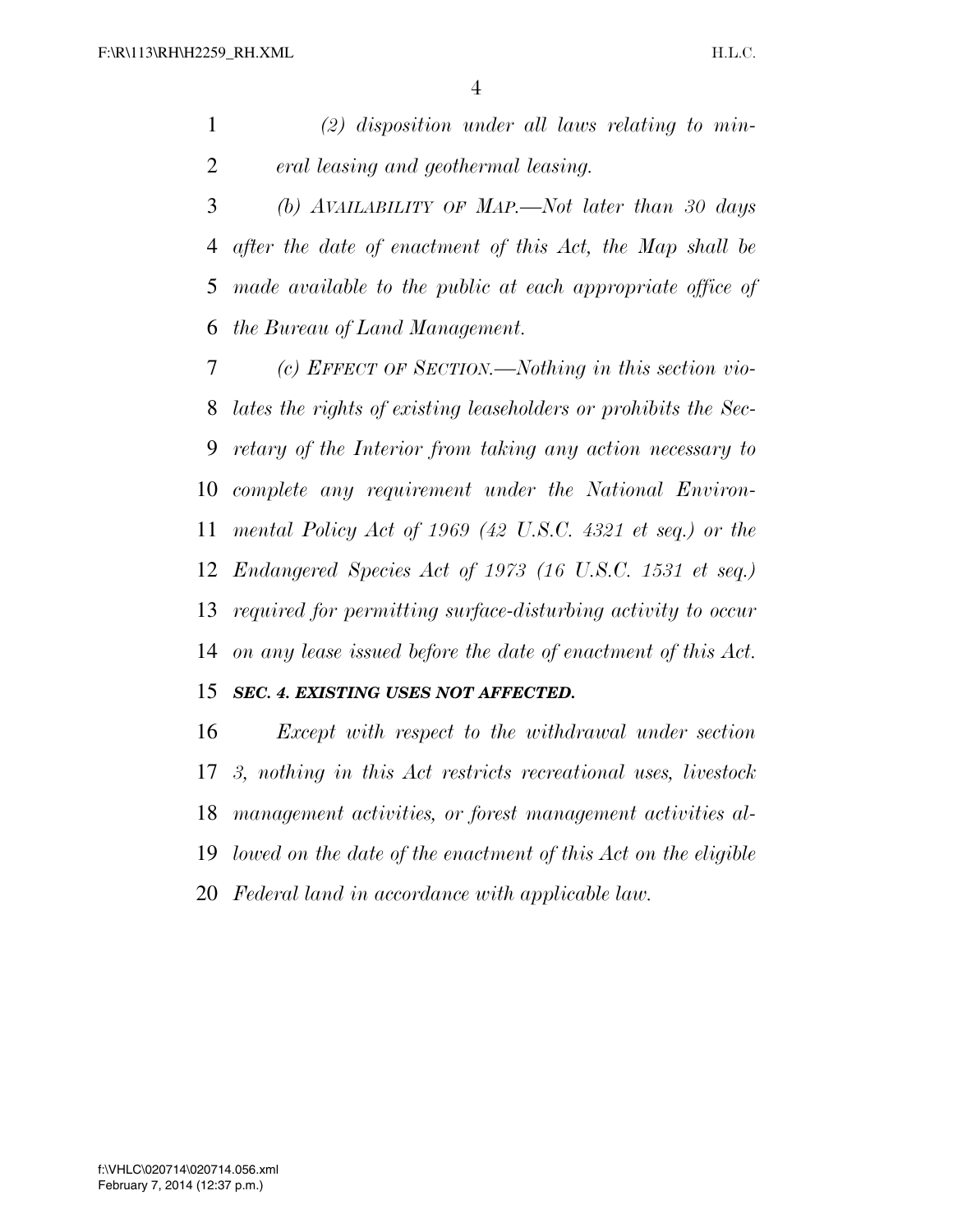*(2) disposition under all laws relating to mineral leasing and geothermal leasing.*

*(b) AVAILABILITY OF MAP.—Not later than 30 days after the date of enactment of this Act, the Map shall be made available to the public at each appropriate office of the Bureau of Land Management.*

*(c) EFFECT OF SECTION.—Nothing in this section violates the rights of existing leaseholders or prohibits the Secretary of the Interior from taking any action necessary to complete any requirement under the National Environmental Policy Act of 1969 (42 U.S.C. 4321 et seq.) or the Endangered Species Act of 1973 (16 U.S.C. 1531 et seq.) required for permitting surface-disturbing activity to occur on any lease issued before the date of enactment of this Act.*

***SEC. 4. EXISTING USES NOT AFFECTED.***

*Except with respect to the withdrawal under section 3, nothing in this Act restricts recreational uses, livestock management activities, or forest management activities allowed on the date of the enactment of this Act on the eligible Federal land in accordance with applicable law.*